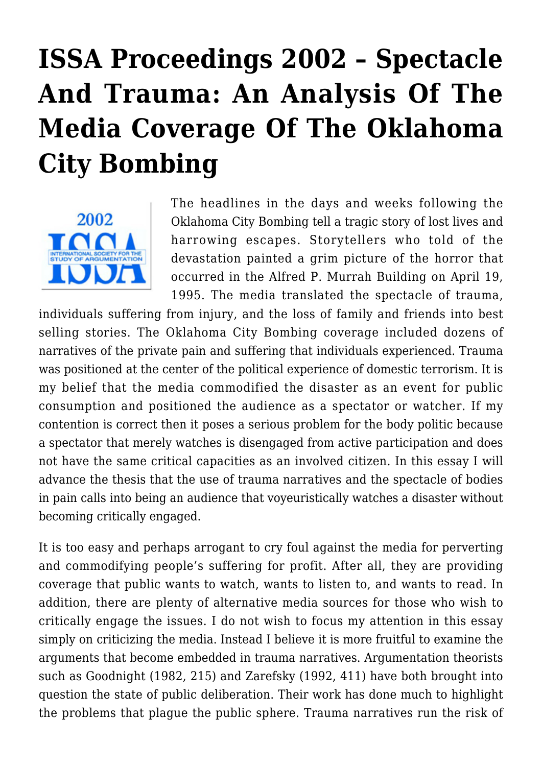# ISSA Proceedings 2002 – Spectacle And Trauma: An Analysis Of The Media Coverage Of The Oklahoma City Bombing

The headlines in the days and weeks following the Oklahoma City Bombing tell a tragic story of lost lives and harrowing escapes. Storytellers who told of the devastation painted a grim picture of the horror that occurred in the Alfred P. Murrah Building on April 19, 1995. The media translated the spectacle of trauma, individuals suffering from injury, and the loss of family and friends into best selling stories. The Oklahoma City Bombing coverage included dozens of narratives of the private pain and suffering that individuals experienced. Trauma was positioned at the center of the political experience of domestic terrorism. It is my belief that the media commodified the disaster as an event for public consumption and positioned the audience as a spectator or watcher. If my contention is correct then it poses a serious problem for the body politic because a spectator that merely watches is disengaged from active participation and does not have the same critical capacities as an involved citizen. In this essay I will advance the thesis that the use of trauma narratives and the spectacle of bodies in pain calls into being an audience that voyeuristically watches a disaster without becoming critically engaged.

It is too easy and perhaps arrogant to cry foul against the media for perverting and commodifying people's suffering for profit. After all, they are providing coverage that public wants to watch, wants to listen to, and wants to read. In addition, there are plenty of alternative media sources for those who wish to critically engage the issues. I do not wish to focus my attention in this essay simply on criticizing the media. Instead I believe it is more fruitful to examine the arguments that become embedded in trauma narratives. Argumentation theorists such as Goodnight (1982, 215) and Zarefsky (1992, 411) have both brought into question the state of public deliberation. Their work has done much to highlight the problems that plague the public sphere. Trauma narratives run the risk of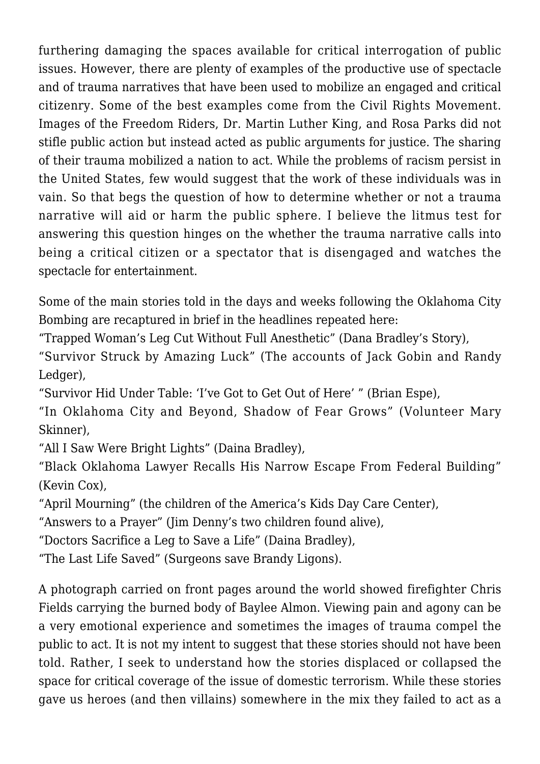furthering damaging the spaces available for critical interrogation of public issues. However, there are plenty of examples of the productive use of spectacle and of trauma narratives that have been used to mobilize an engaged and critical citizenry. Some of the best examples come from the Civil Rights Movement. Images of the Freedom Riders, Dr. Martin Luther King, and Rosa Parks did not stifle public action but instead acted as public arguments for justice. The sharing of their trauma mobilized a nation to act. While the problems of racism persist in the United States, few would suggest that the work of these individuals was in vain. So that begs the question of how to determine whether or not a trauma narrative will aid or harm the public sphere. I believe the litmus test for answering this question hinges on the whether the trauma narrative calls into being a critical citizen or a spectator that is disengaged and watches the spectacle for entertainment.

Some of the main stories told in the days and weeks following the Oklahoma City Bombing are recaptured in brief in the headlines repeated here:
"Trapped Woman's Leg Cut Without Full Anesthetic" (Dana Bradley's Story),
"Survivor Struck by Amazing Luck" (The accounts of Jack Gobin and Randy Ledger),
"Survivor Hid Under Table: 'I've Got to Get Out of Here' " (Brian Espe),
"In Oklahoma City and Beyond, Shadow of Fear Grows" (Volunteer Mary Skinner),
"All I Saw Were Bright Lights" (Daina Bradley),
"Black Oklahoma Lawyer Recalls His Narrow Escape From Federal Building" (Kevin Cox),
"April Mourning" (the children of the America's Kids Day Care Center),
"Answers to a Prayer" (Jim Denny's two children found alive),
"Doctors Sacrifice a Leg to Save a Life" (Daina Bradley),
"The Last Life Saved" (Surgeons save Brandy Ligons).

A photograph carried on front pages around the world showed firefighter Chris Fields carrying the burned body of Baylee Almon. Viewing pain and agony can be a very emotional experience and sometimes the images of trauma compel the public to act. It is not my intent to suggest that these stories should not have been told. Rather, I seek to understand how the stories displaced or collapsed the space for critical coverage of the issue of domestic terrorism. While these stories gave us heroes (and then villains) somewhere in the mix they failed to act as a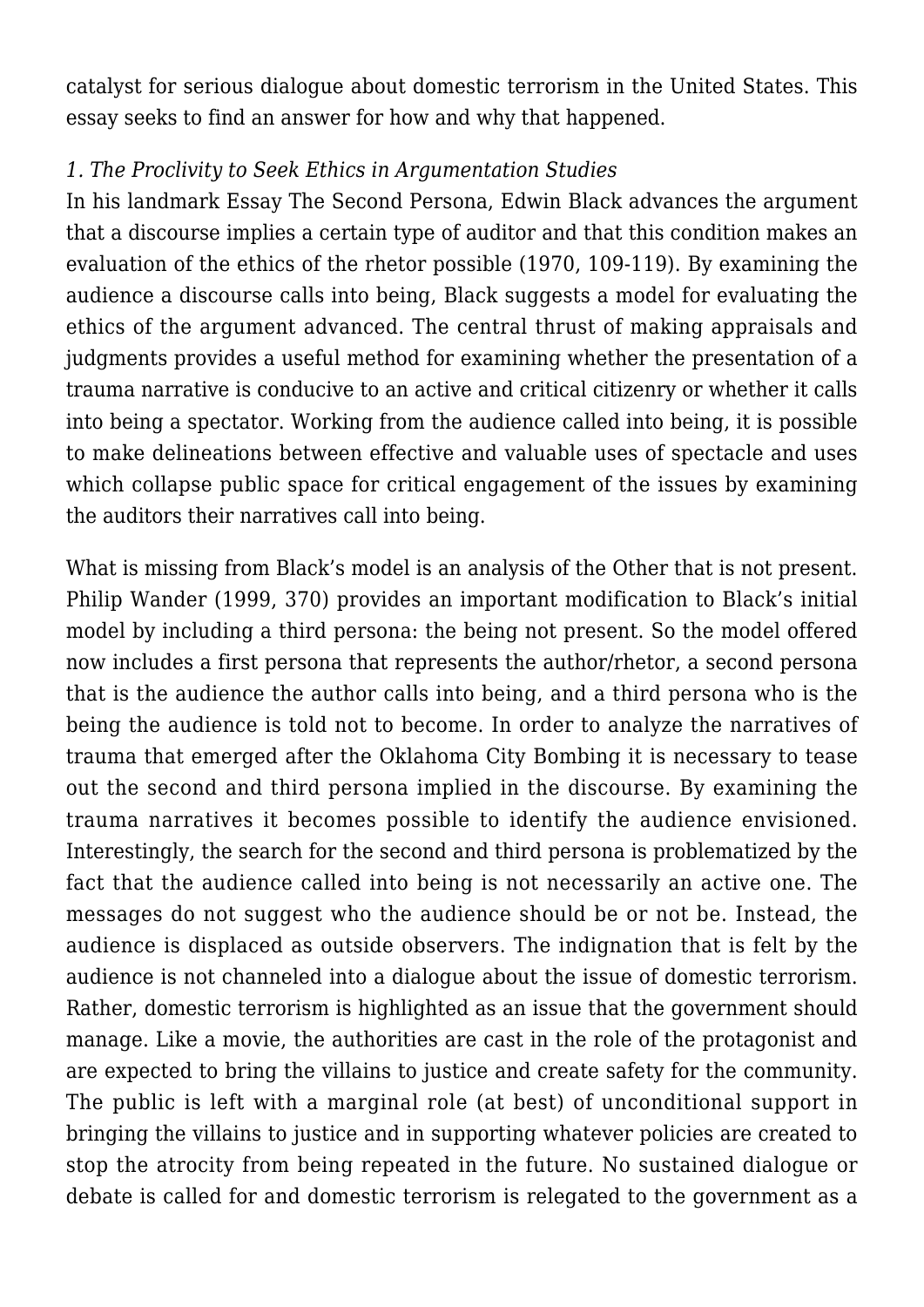catalyst for serious dialogue about domestic terrorism in the United States. This essay seeks to find an answer for how and why that happened.

### *1. The Proclivity to Seek Ethics in Argumentation Studies*

In his landmark Essay The Second Persona, Edwin Black advances the argument that a discourse implies a certain type of auditor and that this condition makes an evaluation of the ethics of the rhetor possible (1970, 109-119). By examining the audience a discourse calls into being, Black suggests a model for evaluating the ethics of the argument advanced. The central thrust of making appraisals and judgments provides a useful method for examining whether the presentation of a trauma narrative is conducive to an active and critical citizenry or whether it calls into being a spectator. Working from the audience called into being, it is possible to make delineations between effective and valuable uses of spectacle and uses which collapse public space for critical engagement of the issues by examining the auditors their narratives call into being.

What is missing from Black's model is an analysis of the Other that is not present. Philip Wander (1999, 370) provides an important modification to Black's initial model by including a third persona: the being not present. So the model offered now includes a first persona that represents the author/rhetor, a second persona that is the audience the author calls into being, and a third persona who is the being the audience is told not to become. In order to analyze the narratives of trauma that emerged after the Oklahoma City Bombing it is necessary to tease out the second and third persona implied in the discourse. By examining the trauma narratives it becomes possible to identify the audience envisioned. Interestingly, the search for the second and third persona is problematized by the fact that the audience called into being is not necessarily an active one. The messages do not suggest who the audience should be or not be. Instead, the audience is displaced as outside observers. The indignation that is felt by the audience is not channeled into a dialogue about the issue of domestic terrorism. Rather, domestic terrorism is highlighted as an issue that the government should manage. Like a movie, the authorities are cast in the role of the protagonist and are expected to bring the villains to justice and create safety for the community. The public is left with a marginal role (at best) of unconditional support in bringing the villains to justice and in supporting whatever policies are created to stop the atrocity from being repeated in the future. No sustained dialogue or debate is called for and domestic terrorism is relegated to the government as a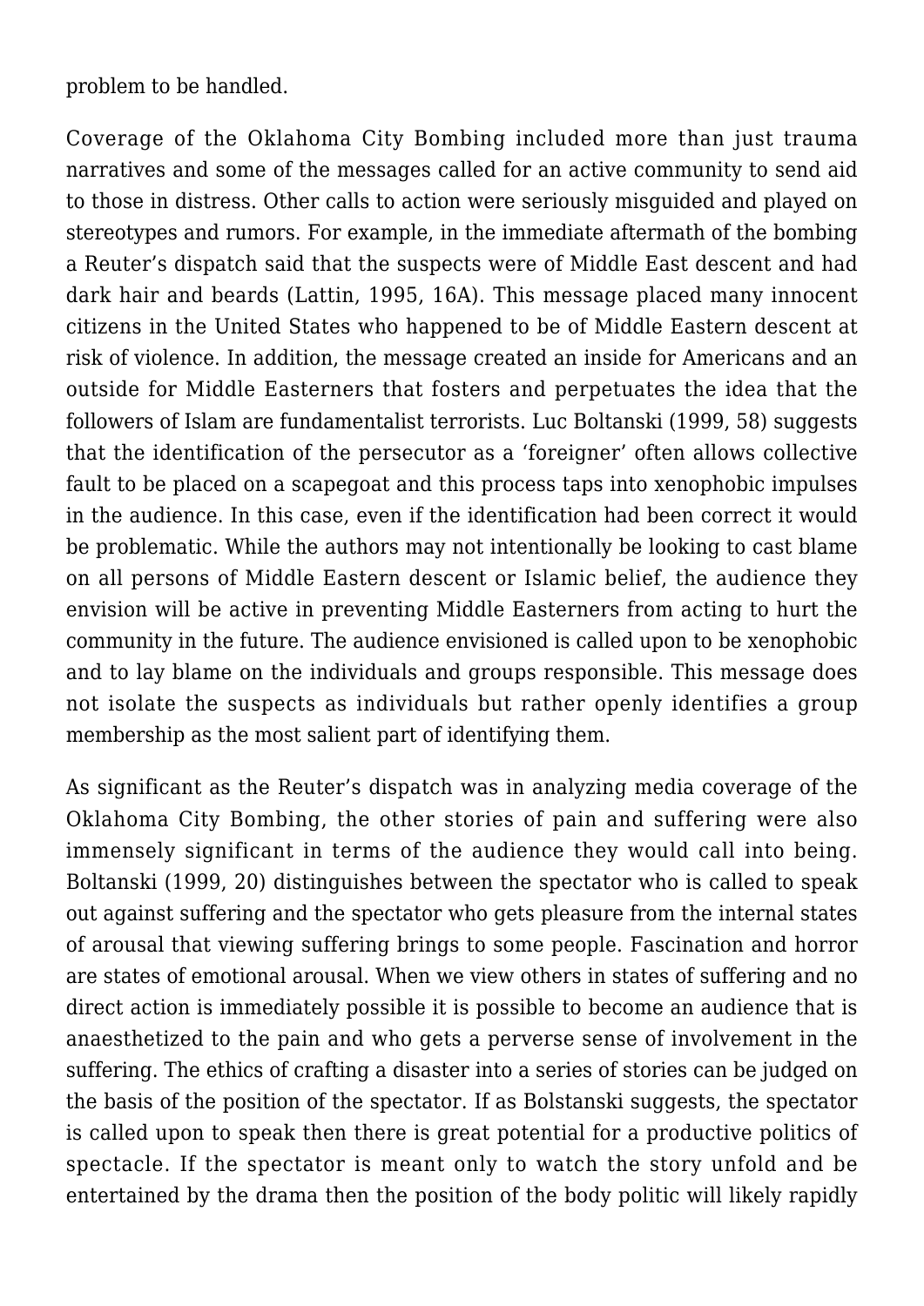problem to be handled.

Coverage of the Oklahoma City Bombing included more than just trauma narratives and some of the messages called for an active community to send aid to those in distress. Other calls to action were seriously misguided and played on stereotypes and rumors. For example, in the immediate aftermath of the bombing a Reuter's dispatch said that the suspects were of Middle East descent and had dark hair and beards (Lattin, 1995, 16A). This message placed many innocent citizens in the United States who happened to be of Middle Eastern descent at risk of violence. In addition, the message created an inside for Americans and an outside for Middle Easterners that fosters and perpetuates the idea that the followers of Islam are fundamentalist terrorists. Luc Boltanski (1999, 58) suggests that the identification of the persecutor as a 'foreigner' often allows collective fault to be placed on a scapegoat and this process taps into xenophobic impulses in the audience. In this case, even if the identification had been correct it would be problematic. While the authors may not intentionally be looking to cast blame on all persons of Middle Eastern descent or Islamic belief, the audience they envision will be active in preventing Middle Easterners from acting to hurt the community in the future. The audience envisioned is called upon to be xenophobic and to lay blame on the individuals and groups responsible. This message does not isolate the suspects as individuals but rather openly identifies a group membership as the most salient part of identifying them.

As significant as the Reuter's dispatch was in analyzing media coverage of the Oklahoma City Bombing, the other stories of pain and suffering were also immensely significant in terms of the audience they would call into being. Boltanski (1999, 20) distinguishes between the spectator who is called to speak out against suffering and the spectator who gets pleasure from the internal states of arousal that viewing suffering brings to some people. Fascination and horror are states of emotional arousal. When we view others in states of suffering and no direct action is immediately possible it is possible to become an audience that is anaesthetized to the pain and who gets a perverse sense of involvement in the suffering. The ethics of crafting a disaster into a series of stories can be judged on the basis of the position of the spectator. If as Bolstanski suggests, the spectator is called upon to speak then there is great potential for a productive politics of spectacle. If the spectator is meant only to watch the story unfold and be entertained by the drama then the position of the body politic will likely rapidly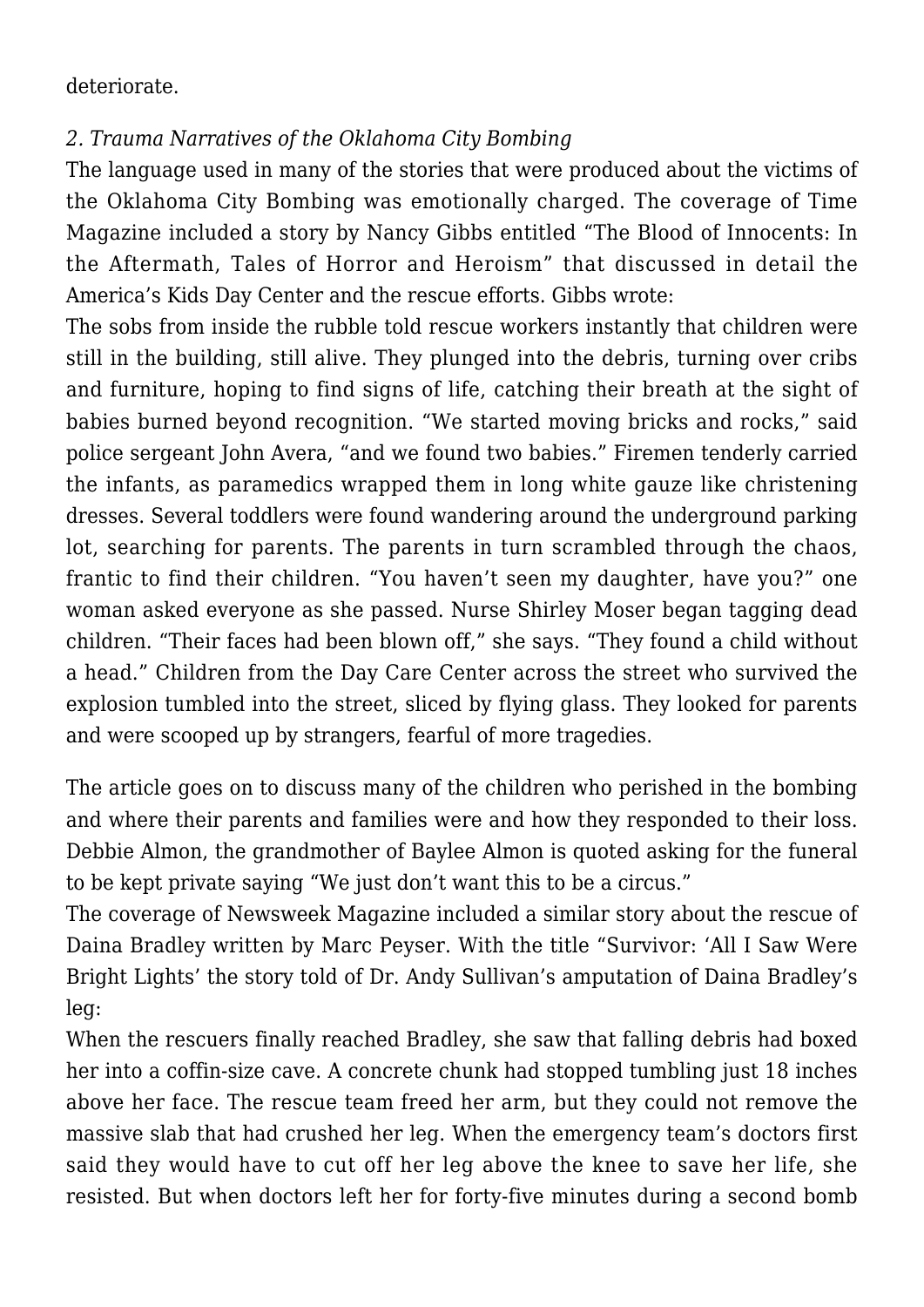deteriorate.

*2. Trauma Narratives of the Oklahoma City Bombing*

The language used in many of the stories that were produced about the victims of the Oklahoma City Bombing was emotionally charged. The coverage of Time Magazine included a story by Nancy Gibbs entitled "The Blood of Innocents: In the Aftermath, Tales of Horror and Heroism" that discussed in detail the America's Kids Day Center and the rescue efforts. Gibbs wrote:

The sobs from inside the rubble told rescue workers instantly that children were still in the building, still alive. They plunged into the debris, turning over cribs and furniture, hoping to find signs of life, catching their breath at the sight of babies burned beyond recognition. "We started moving bricks and rocks," said police sergeant John Avera, "and we found two babies." Firemen tenderly carried the infants, as paramedics wrapped them in long white gauze like christening dresses. Several toddlers were found wandering around the underground parking lot, searching for parents. The parents in turn scrambled through the chaos, frantic to find their children. "You haven't seen my daughter, have you?" one woman asked everyone as she passed. Nurse Shirley Moser began tagging dead children. "Their faces had been blown off," she says. "They found a child without a head." Children from the Day Care Center across the street who survived the explosion tumbled into the street, sliced by flying glass. They looked for parents and were scooped up by strangers, fearful of more tragedies.

The article goes on to discuss many of the children who perished in the bombing and where their parents and families were and how they responded to their loss. Debbie Almon, the grandmother of Baylee Almon is quoted asking for the funeral to be kept private saying "We just don't want this to be a circus."

The coverage of Newsweek Magazine included a similar story about the rescue of Daina Bradley written by Marc Peyser. With the title "Survivor: 'All I Saw Were Bright Lights' the story told of Dr. Andy Sullivan's amputation of Daina Bradley's leg:

When the rescuers finally reached Bradley, she saw that falling debris had boxed her into a coffin-size cave. A concrete chunk had stopped tumbling just 18 inches above her face. The rescue team freed her arm, but they could not remove the massive slab that had crushed her leg. When the emergency team's doctors first said they would have to cut off her leg above the knee to save her life, she resisted. But when doctors left her for forty-five minutes during a second bomb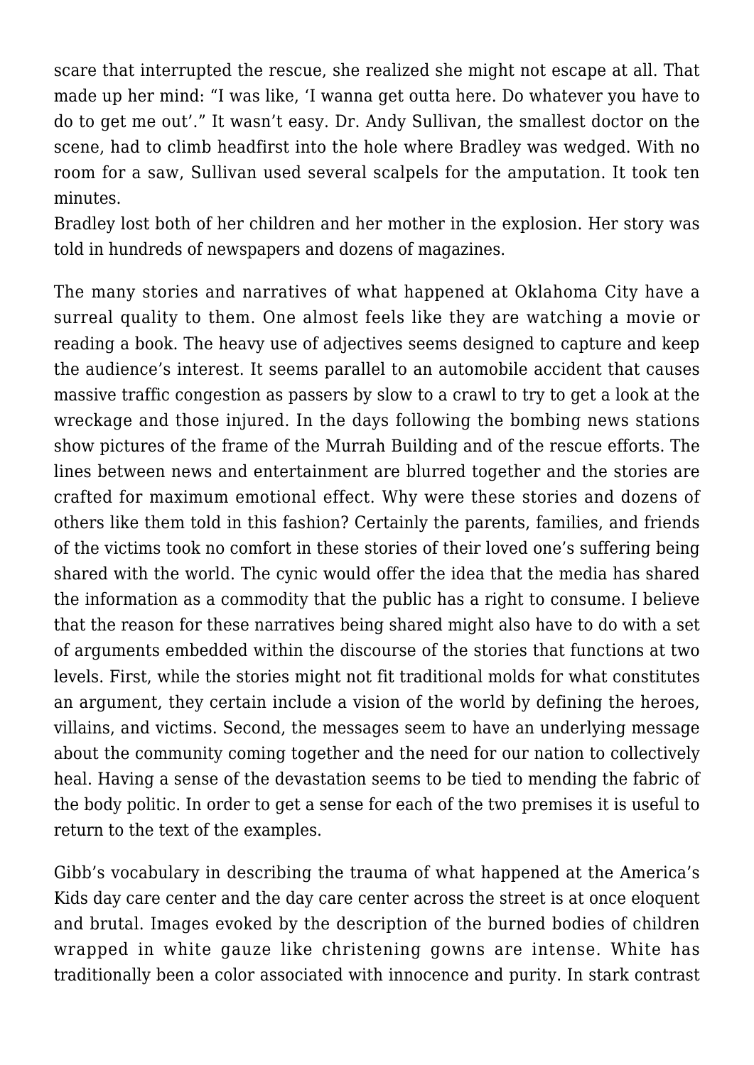scare that interrupted the rescue, she realized she might not escape at all. That made up her mind: "I was like, 'I wanna get outta here. Do whatever you have to do to get me out'." It wasn't easy. Dr. Andy Sullivan, the smallest doctor on the scene, had to climb headfirst into the hole where Bradley was wedged. With no room for a saw, Sullivan used several scalpels for the amputation. It took ten minutes.
Bradley lost both of her children and her mother in the explosion. Her story was told in hundreds of newspapers and dozens of magazines.

The many stories and narratives of what happened at Oklahoma City have a surreal quality to them. One almost feels like they are watching a movie or reading a book. The heavy use of adjectives seems designed to capture and keep the audience's interest. It seems parallel to an automobile accident that causes massive traffic congestion as passers by slow to a crawl to try to get a look at the wreckage and those injured. In the days following the bombing news stations show pictures of the frame of the Murrah Building and of the rescue efforts. The lines between news and entertainment are blurred together and the stories are crafted for maximum emotional effect. Why were these stories and dozens of others like them told in this fashion? Certainly the parents, families, and friends of the victims took no comfort in these stories of their loved one's suffering being shared with the world. The cynic would offer the idea that the media has shared the information as a commodity that the public has a right to consume. I believe that the reason for these narratives being shared might also have to do with a set of arguments embedded within the discourse of the stories that functions at two levels. First, while the stories might not fit traditional molds for what constitutes an argument, they certain include a vision of the world by defining the heroes, villains, and victims. Second, the messages seem to have an underlying message about the community coming together and the need for our nation to collectively heal. Having a sense of the devastation seems to be tied to mending the fabric of the body politic. In order to get a sense for each of the two premises it is useful to return to the text of the examples.

Gibb's vocabulary in describing the trauma of what happened at the America's Kids day care center and the day care center across the street is at once eloquent and brutal. Images evoked by the description of the burned bodies of children wrapped in white gauze like christening gowns are intense. White has traditionally been a color associated with innocence and purity. In stark contrast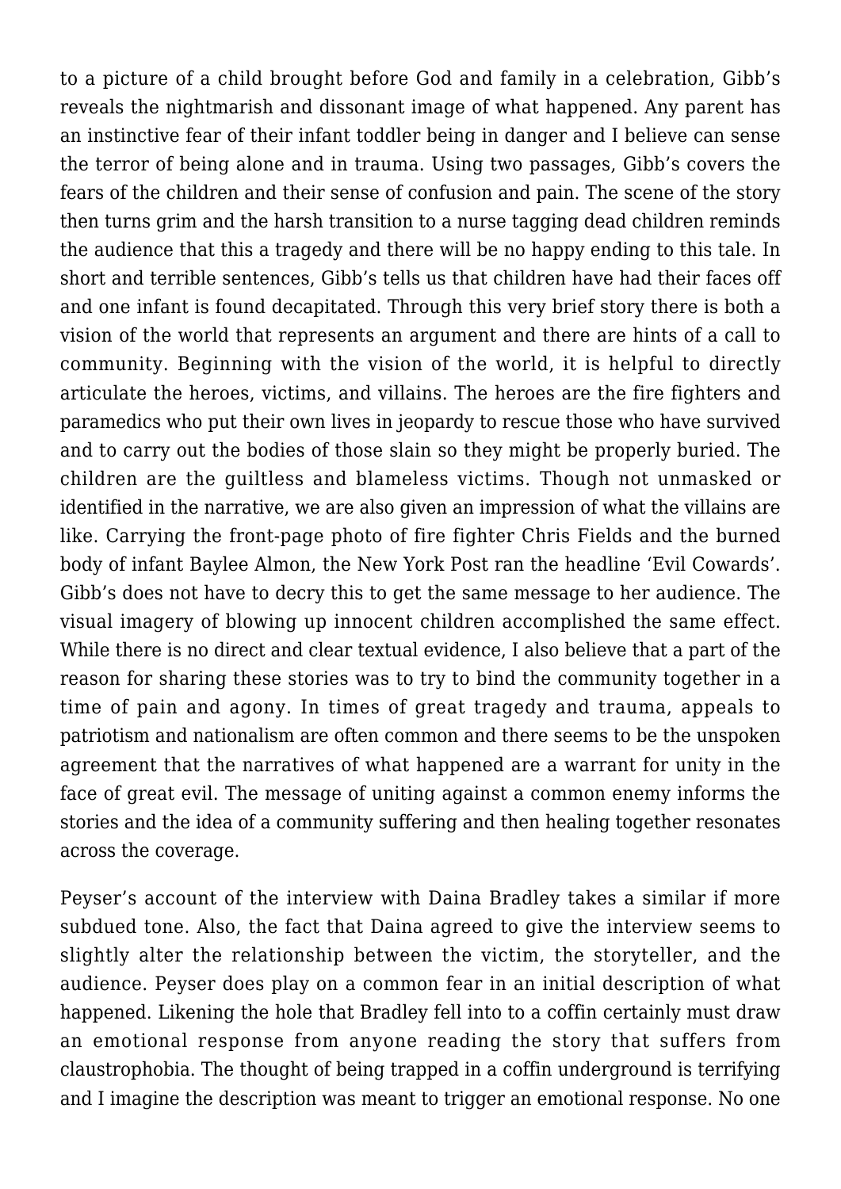to a picture of a child brought before God and family in a celebration, Gibb's reveals the nightmarish and dissonant image of what happened. Any parent has an instinctive fear of their infant toddler being in danger and I believe can sense the terror of being alone and in trauma. Using two passages, Gibb's covers the fears of the children and their sense of confusion and pain. The scene of the story then turns grim and the harsh transition to a nurse tagging dead children reminds the audience that this a tragedy and there will be no happy ending to this tale. In short and terrible sentences, Gibb's tells us that children have had their faces off and one infant is found decapitated. Through this very brief story there is both a vision of the world that represents an argument and there are hints of a call to community. Beginning with the vision of the world, it is helpful to directly articulate the heroes, victims, and villains. The heroes are the fire fighters and paramedics who put their own lives in jeopardy to rescue those who have survived and to carry out the bodies of those slain so they might be properly buried. The children are the guiltless and blameless victims. Though not unmasked or identified in the narrative, we are also given an impression of what the villains are like. Carrying the front-page photo of fire fighter Chris Fields and the burned body of infant Baylee Almon, the New York Post ran the headline 'Evil Cowards'. Gibb's does not have to decry this to get the same message to her audience. The visual imagery of blowing up innocent children accomplished the same effect. While there is no direct and clear textual evidence, I also believe that a part of the reason for sharing these stories was to try to bind the community together in a time of pain and agony. In times of great tragedy and trauma, appeals to patriotism and nationalism are often common and there seems to be the unspoken agreement that the narratives of what happened are a warrant for unity in the face of great evil. The message of uniting against a common enemy informs the stories and the idea of a community suffering and then healing together resonates across the coverage.

Peyser's account of the interview with Daina Bradley takes a similar if more subdued tone. Also, the fact that Daina agreed to give the interview seems to slightly alter the relationship between the victim, the storyteller, and the audience. Peyser does play on a common fear in an initial description of what happened. Likening the hole that Bradley fell into to a coffin certainly must draw an emotional response from anyone reading the story that suffers from claustrophobia. The thought of being trapped in a coffin underground is terrifying and I imagine the description was meant to trigger an emotional response. No one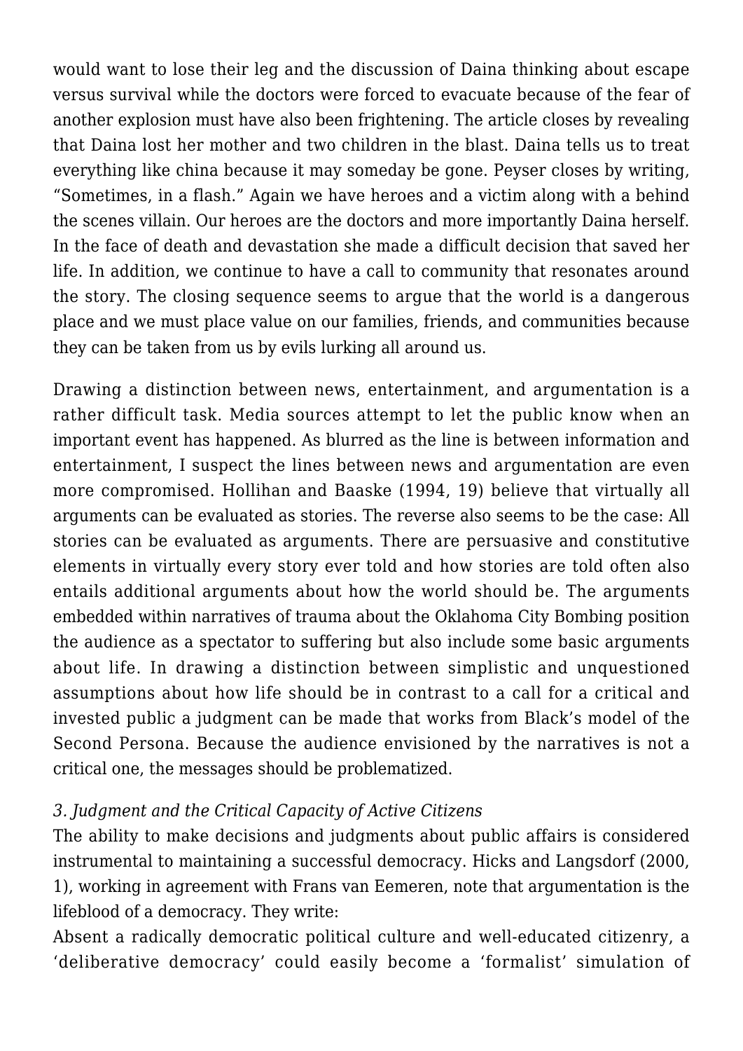would want to lose their leg and the discussion of Daina thinking about escape versus survival while the doctors were forced to evacuate because of the fear of another explosion must have also been frightening. The article closes by revealing that Daina lost her mother and two children in the blast. Daina tells us to treat everything like china because it may someday be gone. Peyser closes by writing, "Sometimes, in a flash." Again we have heroes and a victim along with a behind the scenes villain. Our heroes are the doctors and more importantly Daina herself. In the face of death and devastation she made a difficult decision that saved her life. In addition, we continue to have a call to community that resonates around the story. The closing sequence seems to argue that the world is a dangerous place and we must place value on our families, friends, and communities because they can be taken from us by evils lurking all around us.

Drawing a distinction between news, entertainment, and argumentation is a rather difficult task. Media sources attempt to let the public know when an important event has happened. As blurred as the line is between information and entertainment, I suspect the lines between news and argumentation are even more compromised. Hollihan and Baaske (1994, 19) believe that virtually all arguments can be evaluated as stories. The reverse also seems to be the case: All stories can be evaluated as arguments. There are persuasive and constitutive elements in virtually every story ever told and how stories are told often also entails additional arguments about how the world should be. The arguments embedded within narratives of trauma about the Oklahoma City Bombing position the audience as a spectator to suffering but also include some basic arguments about life. In drawing a distinction between simplistic and unquestioned assumptions about how life should be in contrast to a call for a critical and invested public a judgment can be made that works from Black's model of the Second Persona. Because the audience envisioned by the narratives is not a critical one, the messages should be problematized.

### *3. Judgment and the Critical Capacity of Active Citizens*

The ability to make decisions and judgments about public affairs is considered instrumental to maintaining a successful democracy. Hicks and Langsdorf (2000, 1), working in agreement with Frans van Eemeren, note that argumentation is the lifeblood of a democracy. They write:

Absent a radically democratic political culture and well-educated citizenry, a 'deliberative democracy' could easily become a 'formalist' simulation of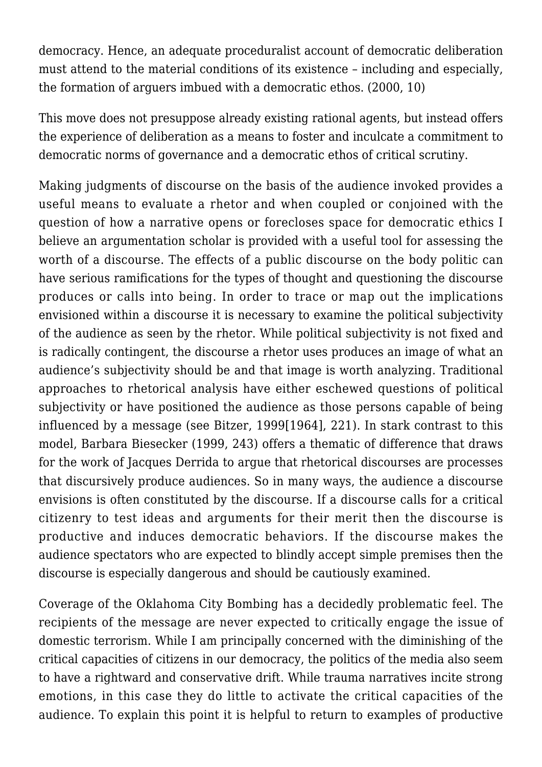democracy. Hence, an adequate proceduralist account of democratic deliberation must attend to the material conditions of its existence – including and especially, the formation of arguers imbued with a democratic ethos. (2000, 10)

This move does not presuppose already existing rational agents, but instead offers the experience of deliberation as a means to foster and inculcate a commitment to democratic norms of governance and a democratic ethos of critical scrutiny.

Making judgments of discourse on the basis of the audience invoked provides a useful means to evaluate a rhetor and when coupled or conjoined with the question of how a narrative opens or forecloses space for democratic ethics I believe an argumentation scholar is provided with a useful tool for assessing the worth of a discourse. The effects of a public discourse on the body politic can have serious ramifications for the types of thought and questioning the discourse produces or calls into being. In order to trace or map out the implications envisioned within a discourse it is necessary to examine the political subjectivity of the audience as seen by the rhetor. While political subjectivity is not fixed and is radically contingent, the discourse a rhetor uses produces an image of what an audience's subjectivity should be and that image is worth analyzing. Traditional approaches to rhetorical analysis have either eschewed questions of political subjectivity or have positioned the audience as those persons capable of being influenced by a message (see Bitzer, 1999[1964], 221). In stark contrast to this model, Barbara Biesecker (1999, 243) offers a thematic of difference that draws for the work of Jacques Derrida to argue that rhetorical discourses are processes that discursively produce audiences. So in many ways, the audience a discourse envisions is often constituted by the discourse. If a discourse calls for a critical citizenry to test ideas and arguments for their merit then the discourse is productive and induces democratic behaviors. If the discourse makes the audience spectators who are expected to blindly accept simple premises then the discourse is especially dangerous and should be cautiously examined.

Coverage of the Oklahoma City Bombing has a decidedly problematic feel. The recipients of the message are never expected to critically engage the issue of domestic terrorism. While I am principally concerned with the diminishing of the critical capacities of citizens in our democracy, the politics of the media also seem to have a rightward and conservative drift. While trauma narratives incite strong emotions, in this case they do little to activate the critical capacities of the audience. To explain this point it is helpful to return to examples of productive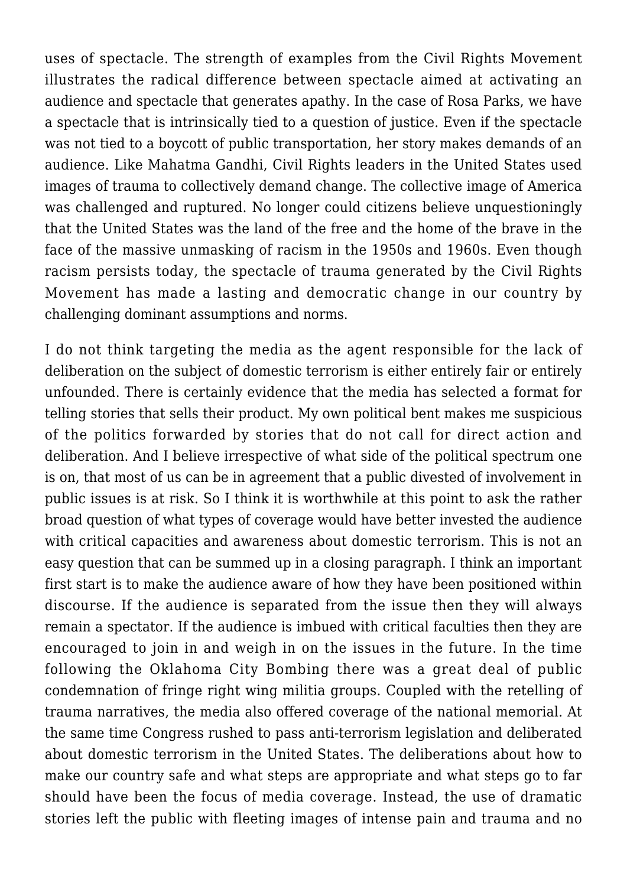uses of spectacle. The strength of examples from the Civil Rights Movement illustrates the radical difference between spectacle aimed at activating an audience and spectacle that generates apathy. In the case of Rosa Parks, we have a spectacle that is intrinsically tied to a question of justice. Even if the spectacle was not tied to a boycott of public transportation, her story makes demands of an audience. Like Mahatma Gandhi, Civil Rights leaders in the United States used images of trauma to collectively demand change. The collective image of America was challenged and ruptured. No longer could citizens believe unquestioningly that the United States was the land of the free and the home of the brave in the face of the massive unmasking of racism in the 1950s and 1960s. Even though racism persists today, the spectacle of trauma generated by the Civil Rights Movement has made a lasting and democratic change in our country by challenging dominant assumptions and norms.

I do not think targeting the media as the agent responsible for the lack of deliberation on the subject of domestic terrorism is either entirely fair or entirely unfounded. There is certainly evidence that the media has selected a format for telling stories that sells their product. My own political bent makes me suspicious of the politics forwarded by stories that do not call for direct action and deliberation. And I believe irrespective of what side of the political spectrum one is on, that most of us can be in agreement that a public divested of involvement in public issues is at risk. So I think it is worthwhile at this point to ask the rather broad question of what types of coverage would have better invested the audience with critical capacities and awareness about domestic terrorism. This is not an easy question that can be summed up in a closing paragraph. I think an important first start is to make the audience aware of how they have been positioned within discourse. If the audience is separated from the issue then they will always remain a spectator. If the audience is imbued with critical faculties then they are encouraged to join in and weigh in on the issues in the future. In the time following the Oklahoma City Bombing there was a great deal of public condemnation of fringe right wing militia groups. Coupled with the retelling of trauma narratives, the media also offered coverage of the national memorial. At the same time Congress rushed to pass anti-terrorism legislation and deliberated about domestic terrorism in the United States. The deliberations about how to make our country safe and what steps are appropriate and what steps go to far should have been the focus of media coverage. Instead, the use of dramatic stories left the public with fleeting images of intense pain and trauma and no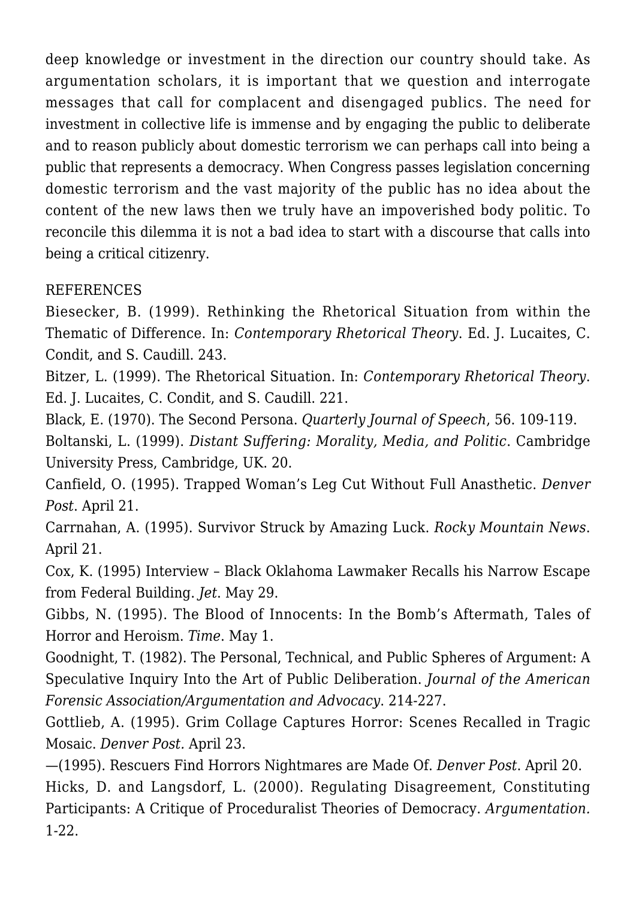deep knowledge or investment in the direction our country should take. As argumentation scholars, it is important that we question and interrogate messages that call for complacent and disengaged publics. The need for investment in collective life is immense and by engaging the public to deliberate and to reason publicly about domestic terrorism we can perhaps call into being a public that represents a democracy. When Congress passes legislation concerning domestic terrorism and the vast majority of the public has no idea about the content of the new laws then we truly have an impoverished body politic. To reconcile this dilemma it is not a bad idea to start with a discourse that calls into being a critical citizenry.

REFERENCES

Biesecker, B. (1999). Rethinking the Rhetorical Situation from within the Thematic of Difference. In: *Contemporary Rhetorical Theory*. Ed. J. Lucaites, C. Condit, and S. Caudill. 243.

Bitzer, L. (1999). The Rhetorical Situation. In: *Contemporary Rhetorical Theory*. Ed. J. Lucaites, C. Condit, and S. Caudill. 221.

Black, E. (1970). The Second Persona. *Quarterly Journal of Speech*, 56. 109-119.

Boltanski, L. (1999). *Distant Suffering: Morality, Media, and Politic*. Cambridge University Press, Cambridge, UK. 20.

Canfield, O. (1995). Trapped Woman's Leg Cut Without Full Anasthetic. *Denver Post*. April 21.

Carrnahan, A. (1995). Survivor Struck by Amazing Luck. *Rocky Mountain News*. April 21.

Cox, K. (1995) Interview – Black Oklahoma Lawmaker Recalls his Narrow Escape from Federal Building. *Jet*. May 29.

Gibbs, N. (1995). The Blood of Innocents: In the Bomb's Aftermath, Tales of Horror and Heroism. *Time*. May 1.

Goodnight, T. (1982). The Personal, Technical, and Public Spheres of Argument: A Speculative Inquiry Into the Art of Public Deliberation. *Journal of the American Forensic Association/Argumentation and Advocacy*. 214-227.

Gottlieb, A. (1995). Grim Collage Captures Horror: Scenes Recalled in Tragic Mosaic. *Denver Post.* April 23.

—(1995). Rescuers Find Horrors Nightmares are Made Of. *Denver Post*. April 20.

Hicks, D. and Langsdorf, L. (2000). Regulating Disagreement, Constituting Participants: A Critique of Proceduralist Theories of Democracy. *Argumentation.* 1-22.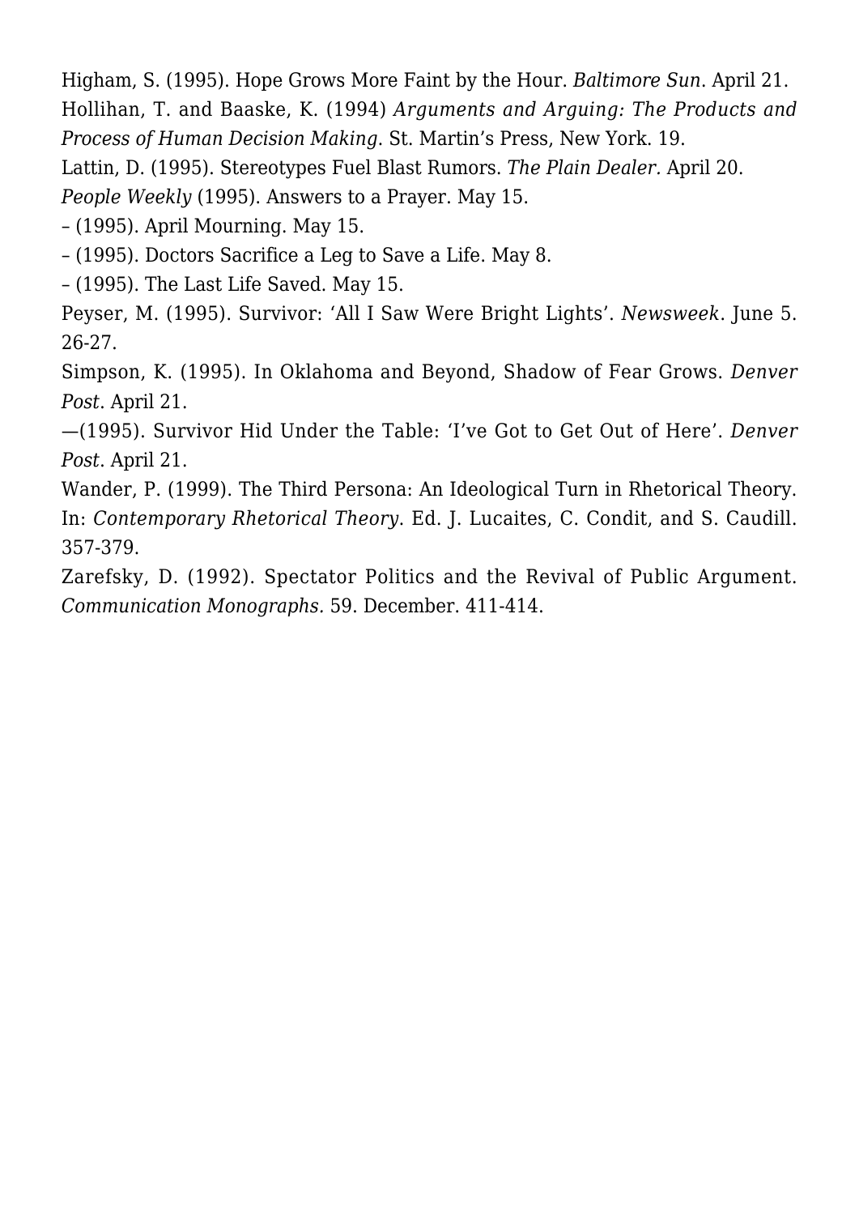Higham, S. (1995). Hope Grows More Faint by the Hour. *Baltimore Sun*. April 21.

Hollihan, T. and Baaske, K. (1994) *Arguments and Arguing: The Products and Process of Human Decision Making*. St. Martin's Press, New York. 19.

Lattin, D. (1995). Stereotypes Fuel Blast Rumors. *The Plain Dealer.* April 20.

*People Weekly* (1995). Answers to a Prayer. May 15.

– (1995). April Mourning. May 15.

– (1995). Doctors Sacrifice a Leg to Save a Life. May 8.

– (1995). The Last Life Saved. May 15.

Peyser, M. (1995). Survivor: 'All I Saw Were Bright Lights'. *Newsweek*. June 5. 26-27.

Simpson, K. (1995). In Oklahoma and Beyond, Shadow of Fear Grows. *Denver Post*. April 21.

—(1995). Survivor Hid Under the Table: 'I've Got to Get Out of Here'. *Denver Post*. April 21.

Wander, P. (1999). The Third Persona: An Ideological Turn in Rhetorical Theory. In: *Contemporary Rhetorical Theory*. Ed. J. Lucaites, C. Condit, and S. Caudill. 357-379.

Zarefsky, D. (1992). Spectator Politics and the Revival of Public Argument. *Communication Monographs.* 59. December. 411-414.